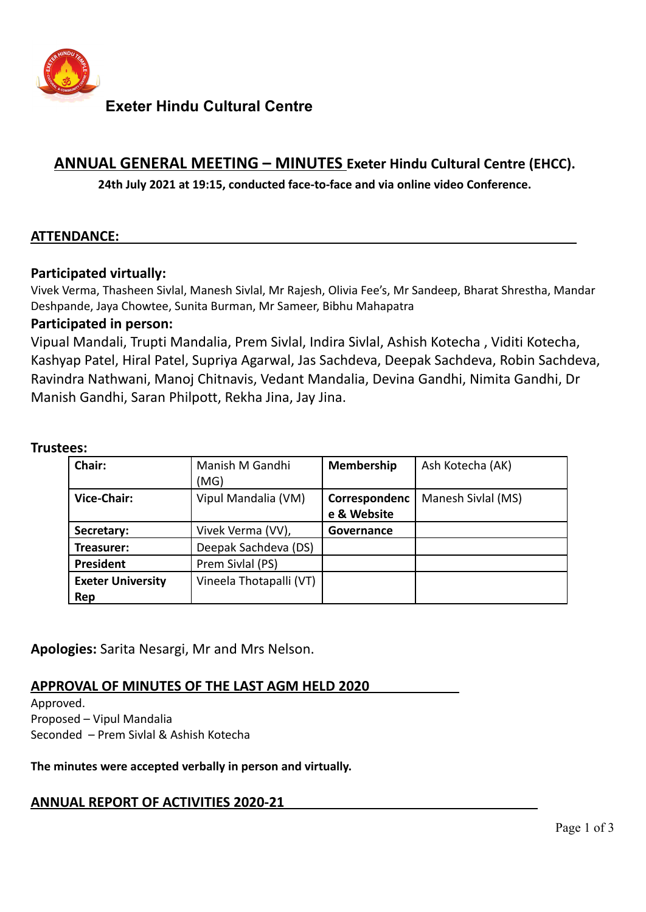# Exeter Hindu Cultural Centre

## ANNUAL GENERAL MEETING – MINUTES Exeter Hindu Cultural Centre (EHCC).

**24th July 2021 at 19:15, conducted face-to-face and via online video Conference.**

### ATTENDANCE:

### Participated virtually:

Vivek Verma, Thasheen Sivlal, Manesh Sivlal, Mr Rajesh, Olivia Fee's, Mr Sandeep, Bharat Shrestha, Mandar Deshpande, Jaya Chowtee, Sunita Burman, Mr Sameer, Bibhu Mahapatra

### Participated in person:

Vipual Mandali, Trupti Mandalia, Prem Sivlal, Indira Sivlal, Ashish Kotecha , Viditi Kotecha, Kashyap Patel, Hiral Patel, Supriya Agarwal, Jas Sachdeva, Deepak Sachdeva, Robin Sachdeva, Ravindra Nathwani, Manoj Chitnavis, Vedant Mandalia, Devina Gandhi, Nimita Gandhi, Dr Manish Gandhi, Saran Philpott, Rekha Jina, Jay Jina.

### Trustees:

| **Chair:** | Manish M Gandhi (MG) | **Membership** | Ash Kotecha (AK) |
|---|---|---|---|
| **Vice-Chair:** | Vipul Mandalia (VM) | **Correspondence & Website** | Manesh Sivlal (MS) |
| **Secretary:** | Vivek Verma (VV), | **Governance** | |
| **Treasurer:** | Deepak Sachdeva (DS) | | |
| **President** | Prem Sivlal (PS) | | |
| **Exeter University Rep** | Vineela Thotapalli (VT) | | |

**Apologies:** Sarita Nesargi, Mr and Mrs Nelson.

### APPROVAL OF MINUTES OF THE LAST AGM HELD 2020

Approved.
Proposed – Vipul Mandalia
Seconded – Prem Sivlal & Ashish Kotecha

**The minutes were accepted verbally in person and virtually.**

### ANNUAL REPORT OF ACTIVITIES 2020-21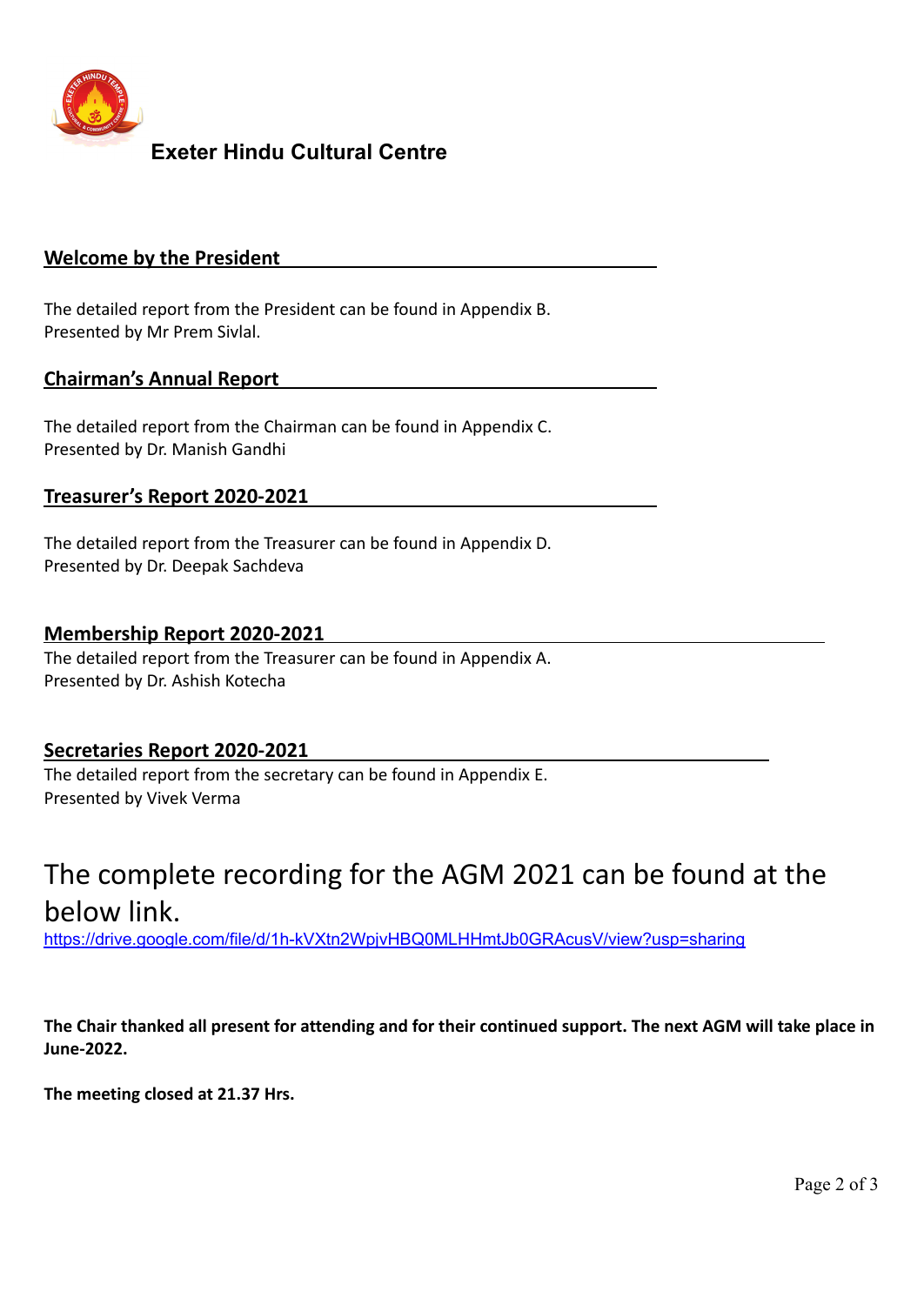**Exeter Hindu Cultural Centre**

## Welcome by the President

The detailed report from the President can be found in Appendix B.
Presented by Mr Prem Sivlal.

## Chairman's Annual Report

The detailed report from the Chairman can be found in Appendix C.
Presented by Dr. Manish Gandhi

## Treasurer's Report 2020-2021

The detailed report from the Treasurer can be found in Appendix D.
Presented by Dr. Deepak Sachdeva

## Membership Report 2020-2021

The detailed report from the Treasurer can be found in Appendix A.
Presented by Dr. Ashish Kotecha

## Secretaries Report 2020-2021

The detailed report from the secretary can be found in Appendix E.
Presented by Vivek Verma

# The complete recording for the AGM 2021 can be found at the below link.

https://drive.google.com/file/d/1h-kVXtn2WpjvHBQ0MLHHmtJb0GRAcusV/view?usp=sharing

**The Chair thanked all present for attending and for their continued support. The next AGM will take place in June-2022.**

**The meeting closed at 21.37 Hrs.**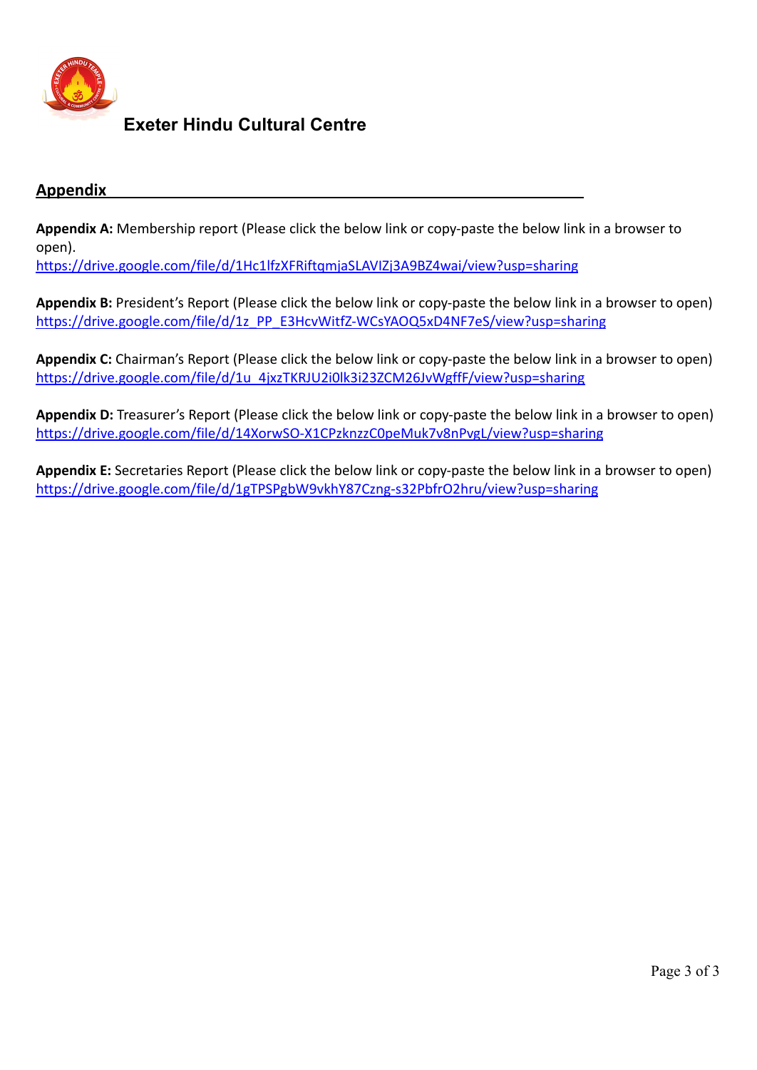Exeter Hindu Cultural Centre

## Appendix

**Appendix A:** Membership report (Please click the below link or copy-paste the below link in a browser to open).
https://drive.google.com/file/d/1Hc1lfzXFRiftqmjaSLAVIZj3A9BZ4wai/view?usp=sharing

**Appendix B:** President's Report (Please click the below link or copy-paste the below link in a browser to open)
https://drive.google.com/file/d/1z_PP_E3HcvWitfZ-WCsYAOQ5xD4NF7eS/view?usp=sharing

**Appendix C:** Chairman's Report (Please click the below link or copy-paste the below link in a browser to open)
https://drive.google.com/file/d/1u_4jxzTKRJU2i0lk3i23ZCM26JvWgffF/view?usp=sharing

**Appendix D:** Treasurer's Report (Please click the below link or copy-paste the below link in a browser to open)
https://drive.google.com/file/d/14XorwSO-X1CPzknzzC0peMuk7v8nPvgL/view?usp=sharing

**Appendix E:** Secretaries Report (Please click the below link or copy-paste the below link in a browser to open)
https://drive.google.com/file/d/1gTPSPgbW9vkhY87Czng-s32PbfrO2hru/view?usp=sharing